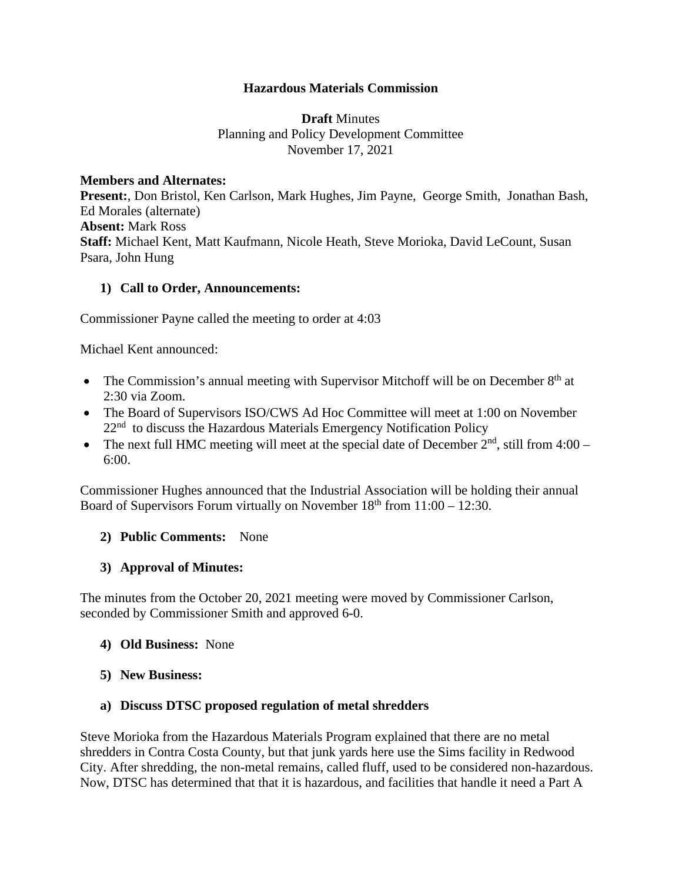**Hazardous Materials Commission**

**Draft** Minutes
Planning and Policy Development Committee
November 17, 2021

**Members and Alternates:**
**Present:**, Don Bristol, Ken Carlson, Mark Hughes, Jim Payne, George Smith, Jonathan Bash, Ed Morales (alternate)
**Absent:** Mark Ross
**Staff:** Michael Kent, Matt Kaufmann, Nicole Heath, Steve Morioka, David LeCount, Susan Psara, John Hung

**1) Call to Order, Announcements:**

Commissioner Payne called the meeting to order at 4:03

Michael Kent announced:

- The Commission's annual meeting with Supervisor Mitchoff will be on December 8th at 2:30 via Zoom.
- The Board of Supervisors ISO/CWS Ad Hoc Committee will meet at 1:00 on November 22nd to discuss the Hazardous Materials Emergency Notification Policy
- The next full HMC meeting will meet at the special date of December 2nd, still from 4:00 – 6:00.

Commissioner Hughes announced that the Industrial Association will be holding their annual Board of Supervisors Forum virtually on November 18th from 11:00 – 12:30.

**2) Public Comments:** None

**3) Approval of Minutes:**

The minutes from the October 20, 2021 meeting were moved by Commissioner Carlson, seconded by Commissioner Smith and approved 6-0.

**4) Old Business:** None

**5) New Business:**

**a) Discuss DTSC proposed regulation of metal shredders**

Steve Morioka from the Hazardous Materials Program explained that there are no metal shredders in Contra Costa County, but that junk yards here use the Sims facility in Redwood City. After shredding, the non-metal remains, called fluff, used to be considered non-hazardous. Now, DTSC has determined that that it is hazardous, and facilities that handle it need a Part A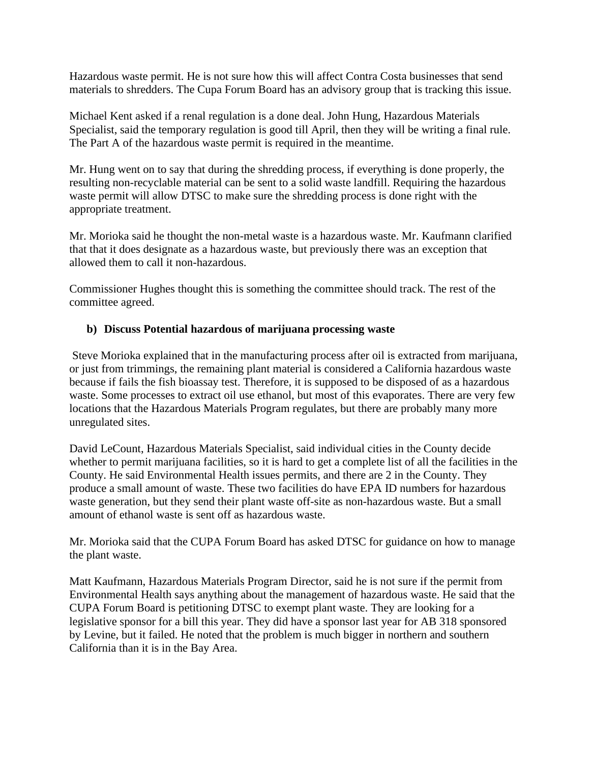Hazardous waste permit. He is not sure how this will affect Contra Costa businesses that send materials to shredders. The Cupa Forum Board has an advisory group that is tracking this issue.

Michael Kent asked if a renal regulation is a done deal. John Hung, Hazardous Materials Specialist, said the temporary regulation is good till April, then they will be writing a final rule. The Part A of the hazardous waste permit is required in the meantime.

Mr. Hung went on to say that during the shredding process, if everything is done properly, the resulting non-recyclable material can be sent to a solid waste landfill. Requiring the hazardous waste permit will allow DTSC to make sure the shredding process is done right with the appropriate treatment.

Mr. Morioka said he thought the non-metal waste is a hazardous waste. Mr. Kaufmann clarified that that it does designate as a hazardous waste, but previously there was an exception that allowed them to call it non-hazardous.

Commissioner Hughes thought this is something the committee should track. The rest of the committee agreed.

**b) Discuss Potential hazardous of marijuana processing waste**

Steve Morioka explained that in the manufacturing process after oil is extracted from marijuana, or just from trimmings, the remaining plant material is considered a California hazardous waste because if fails the fish bioassay test. Therefore, it is supposed to be disposed of as a hazardous waste. Some processes to extract oil use ethanol, but most of this evaporates. There are very few locations that the Hazardous Materials Program regulates, but there are probably many more unregulated sites.

David LeCount, Hazardous Materials Specialist, said individual cities in the County decide whether to permit marijuana facilities, so it is hard to get a complete list of all the facilities in the County. He said Environmental Health issues permits, and there are 2 in the County. They produce a small amount of waste. These two facilities do have EPA ID numbers for hazardous waste generation, but they send their plant waste off-site as non-hazardous waste. But a small amount of ethanol waste is sent off as hazardous waste.

Mr. Morioka said that the CUPA Forum Board has asked DTSC for guidance on how to manage the plant waste.

Matt Kaufmann, Hazardous Materials Program Director, said he is not sure if the permit from Environmental Health says anything about the management of hazardous waste. He said that the CUPA Forum Board is petitioning DTSC to exempt plant waste. They are looking for a legislative sponsor for a bill this year. They did have a sponsor last year for AB 318 sponsored by Levine, but it failed. He noted that the problem is much bigger in northern and southern California than it is in the Bay Area.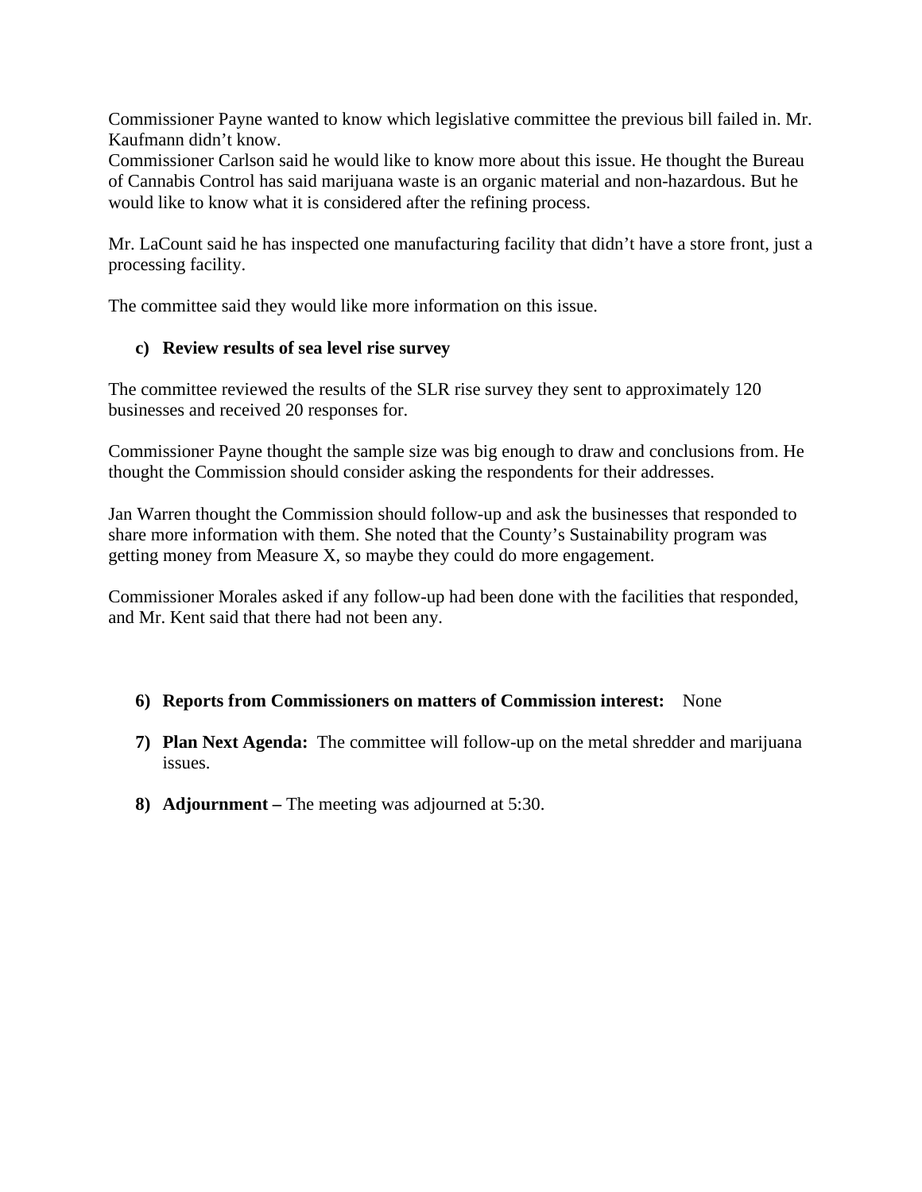Commissioner Payne wanted to know which legislative committee the previous bill failed in. Mr. Kaufmann didn't know.
Commissioner Carlson said he would like to know more about this issue. He thought the Bureau of Cannabis Control has said marijuana waste is an organic material and non-hazardous. But he would like to know what it is considered after the refining process.

Mr. LaCount said he has inspected one manufacturing facility that didn't have a store front, just a processing facility.

The committee said they would like more information on this issue.

c) **Review results of sea level rise survey**

The committee reviewed the results of the SLR rise survey they sent to approximately 120 businesses and received 20 responses for.

Commissioner Payne thought the sample size was big enough to draw and conclusions from. He thought the Commission should consider asking the respondents for their addresses.

Jan Warren thought the Commission should follow-up and ask the businesses that responded to share more information with them. She noted that the County's Sustainability program was getting money from Measure X, so maybe they could do more engagement.

Commissioner Morales asked if any follow-up had been done with the facilities that responded, and Mr. Kent said that there had not been any.

6) **Reports from Commissioners on matters of Commission interest:** None

7) **Plan Next Agenda:** The committee will follow-up on the metal shredder and marijuana issues.

8) **Adjournment –** The meeting was adjourned at 5:30.